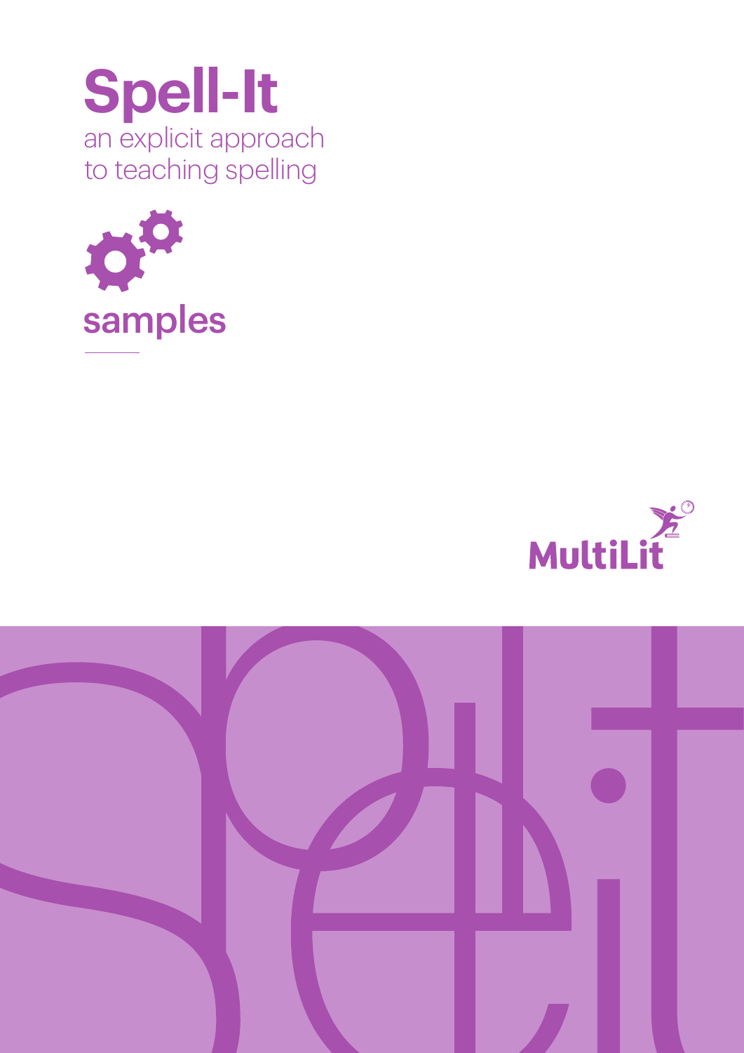# Spell-It

an explicit approach to teaching spelling

## samples

MultiLit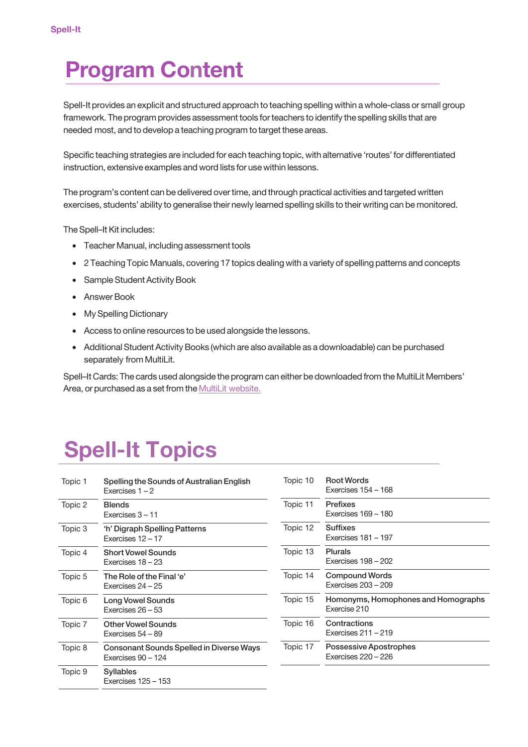# Program Content

Spell-It provides an explicit and structured approach to teaching spelling within a whole-class or small group framework. The program provides assessment tools for teachers to identify the spelling skills that are needed most, and to develop a teaching program to target these areas.

Specific teaching strategies are included for each teaching topic, with alternative 'routes' for differentiated instruction, extensive examples and word lists for use within lessons.

The program's content can be delivered over time, and through practical activities and targeted written exercises, students' ability to generalise their newly learned spelling skills to their writing can be monitored.

The Spell–It Kit includes:

- Teacher Manual, including assessment tools
- 2 Teaching Topic Manuals, covering 17 topics dealing with a variety of spelling patterns and concepts
- Sample Student Activity Book
- Answer Book
- My Spelling Dictionary
- Access to online resources to be used alongside the lessons.
- Additional Student Activity Books (which are also available as a downloadable) can be purchased separately from MultiLit.

Spell–It Cards: The cards used alongside the program can either be downloaded from the MultiLit Members' Area, or purchased as a set from the MultiLit website.

# Spell-It Topics

| Topic | Title |
|---|---|
| Topic 1 | Spelling the Sounds of Australian English<br>Exercises 1 – 2 |
| Topic 2 | Blends<br>Exercises 3 – 11 |
| Topic 3 | 'h' Digraph Spelling Patterns<br>Exercises 12 – 17 |
| Topic 4 | Short Vowel Sounds<br>Exercises 18 – 23 |
| Topic 5 | The Role of the Final 'e'<br>Exercises 24 – 25 |
| Topic 6 | Long Vowel Sounds<br>Exercises 26 – 53 |
| Topic 7 | Other Vowel Sounds<br>Exercises 54 – 89 |
| Topic 8 | Consonant Sounds Spelled in Diverse Ways<br>Exercises 90 – 124 |
| Topic 9 | Syllables<br>Exercises 125 – 153 |
| Topic 10 | Root Words<br>Exercises 154 – 168 |
| Topic 11 | Prefixes<br>Exercises 169 – 180 |
| Topic 12 | Suffixes<br>Exercises 181 – 197 |
| Topic 13 | Plurals<br>Exercises 198 – 202 |
| Topic 14 | Compound Words<br>Exercises 203 – 209 |
| Topic 15 | Homonyms, Homophones and Homographs<br>Exercise 210 |
| Topic 16 | Contractions<br>Exercises 211 – 219 |
| Topic 17 | Possessive Apostrophes<br>Exercises 220 – 226 |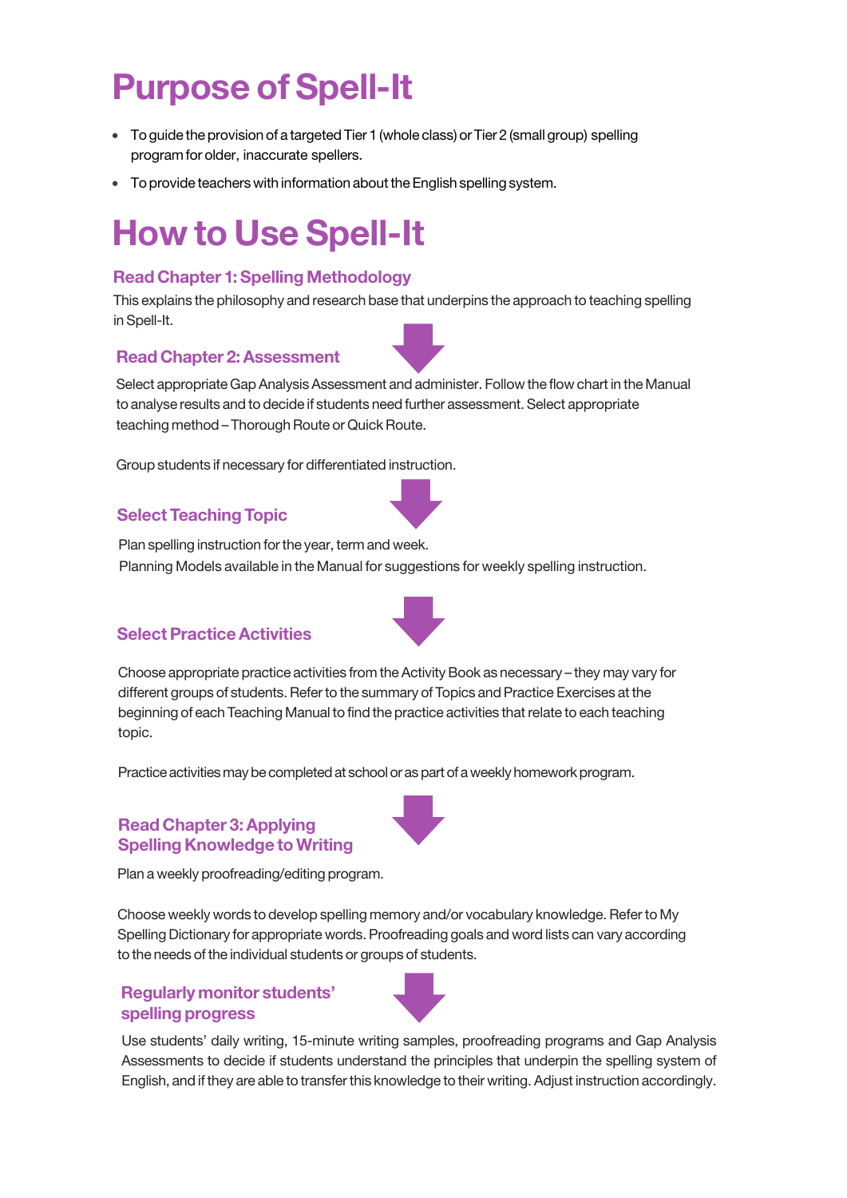# Purpose of Spell-It

- To guide the provision of a targeted Tier 1 (whole class) or Tier 2 (small group) spelling program for older, inaccurate spellers.
- To provide teachers with information about the English spelling system.

# How to Use Spell-It

### Read Chapter 1: Spelling Methodology

This explains the philosophy and research base that underpins the approach to teaching spelling in Spell-It.

### Read Chapter 2: Assessment

Select appropriate Gap Analysis Assessment and administer. Follow the flow chart in the Manual to analyse results and to decide if students need further assessment. Select appropriate teaching method – Thorough Route or Quick Route.

Group students if necessary for differentiated instruction.

### Select Teaching Topic

Plan spelling instruction for the year, term and week.
Planning Models available in the Manual for suggestions for weekly spelling instruction.

### Select Practice Activities

Choose appropriate practice activities from the Activity Book as necessary – they may vary for different groups of students. Refer to the summary of Topics and Practice Exercises at the beginning of each Teaching Manual to find the practice activities that relate to each teaching topic.

Practice activities may be completed at school or as part of a weekly homework program.

### Read Chapter 3: Applying Spelling Knowledge to Writing

Plan a weekly proofreading/editing program.

Choose weekly words to develop spelling memory and/or vocabulary knowledge. Refer to My Spelling Dictionary for appropriate words. Proofreading goals and word lists can vary according to the needs of the individual students or groups of students.

### Regularly monitor students' spelling progress

Use students' daily writing, 15-minute writing samples, proofreading programs and Gap Analysis Assessments to decide if students understand the principles that underpin the spelling system of English, and if they are able to transfer this knowledge to their writing. Adjust instruction accordingly.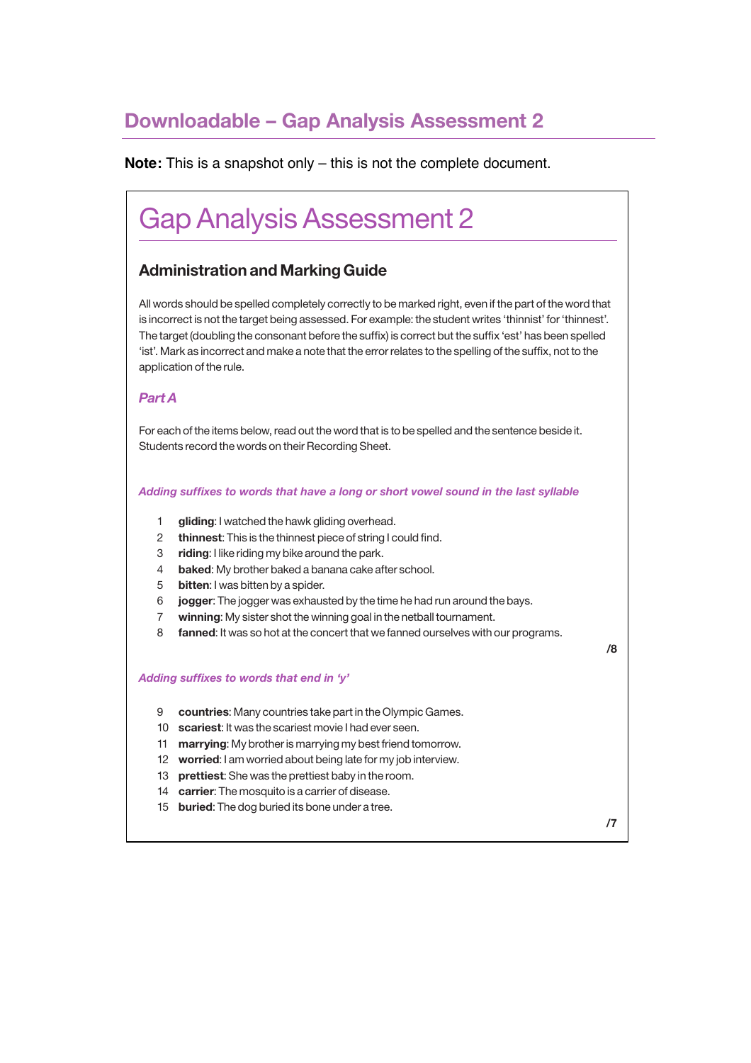## Downloadable – Gap Analysis Assessment 2

**Note:** This is a snapshot only – this is not the complete document.

# Gap Analysis Assessment 2

### Administration and Marking Guide

All words should be spelled completely correctly to be marked right, even if the part of the word that is incorrect is not the target being assessed. For example: the student writes 'thinnist' for 'thinnest'. The target (doubling the consonant before the suffix) is correct but the suffix 'est' has been spelled 'ist'. Mark as incorrect and make a note that the error relates to the spelling of the suffix, not to the application of the rule.

#### *Part A*

For each of the items below, read out the word that is to be spelled and the sentence beside it. Students record the words on their Recording Sheet.

***Adding suffixes to words that have a long or short vowel sound in the last syllable***

1. **gliding**: I watched the hawk gliding overhead.
2. **thinnest**: This is the thinnest piece of string I could find.
3. **riding**: I like riding my bike around the park.
4. **baked**: My brother baked a banana cake after school.
5. **bitten**: I was bitten by a spider.
6. **jogger**: The jogger was exhausted by the time he had run around the bays.
7. **winning**: My sister shot the winning goal in the netball tournament.
8. **fanned**: It was so hot at the concert that we fanned ourselves with our programs.

**/8**

***Adding suffixes to words that end in 'y'***

9. **countries**: Many countries take part in the Olympic Games.
10. **scariest**: It was the scariest movie I had ever seen.
11. **marrying**: My brother is marrying my best friend tomorrow.
12. **worried**: I am worried about being late for my job interview.
13. **prettiest**: She was the prettiest baby in the room.
14. **carrier**: The mosquito is a carrier of disease.
15. **buried**: The dog buried its bone under a tree.

**/7**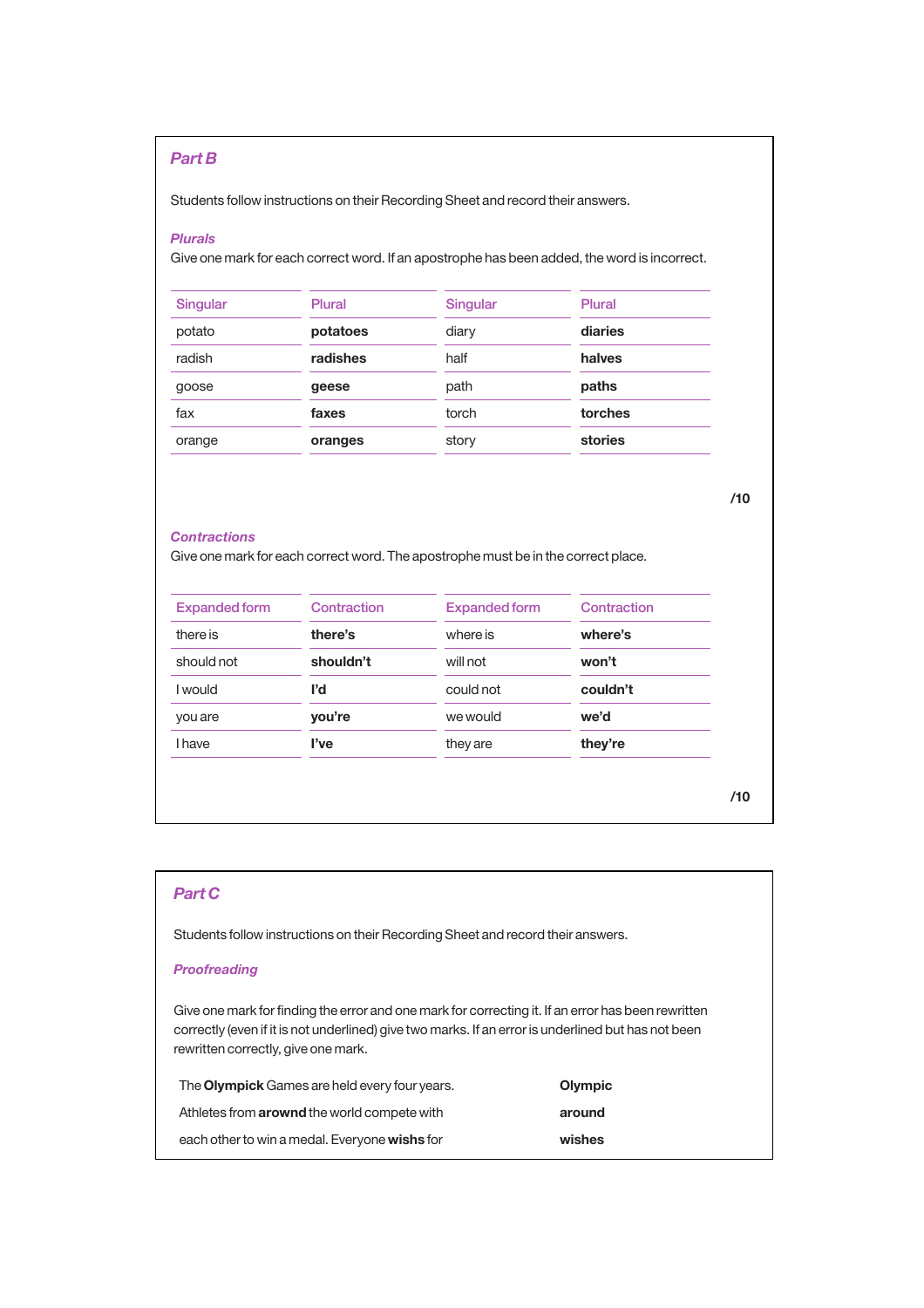## *Part B*

Students follow instructions on their Recording Sheet and record their answers.

### *Plurals*

Give one mark for each correct word. If an apostrophe has been added, the word is incorrect.

| Singular | Plural | Singular | Plural |
|---|---|---|---|
| potato | **potatoes** | diary | **diaries** |
| radish | **radishes** | half | **halves** |
| goose | **geese** | path | **paths** |
| fax | **faxes** | torch | **torches** |
| orange | **oranges** | story | **stories** |

**/10**

### *Contractions*

Give one mark for each correct word. The apostrophe must be in the correct place.

| Expanded form | Contraction | Expanded form | Contraction |
|---|---|---|---|
| there is | **there's** | where is | **where's** |
| should not | **shouldn't** | will not | **won't** |
| I would | **I'd** | could not | **couldn't** |
| you are | **you're** | we would | **we'd** |
| I have | **I've** | they are | **they're** |

**/10**

## *Part C*

Students follow instructions on their Recording Sheet and record their answers.

### *Proofreading*

Give one mark for finding the error and one mark for correcting it. If an error has been rewritten correctly (even if it is not underlined) give two marks. If an error is underlined but has not been rewritten correctly, give one mark.

| | |
|---|---|
| The **Olympick** Games are held every four years. | **Olympic** |
| Athletes from **arownd** the world compete with | **around** |
| each other to win a medal. Everyone **wishs** for | **wishes** |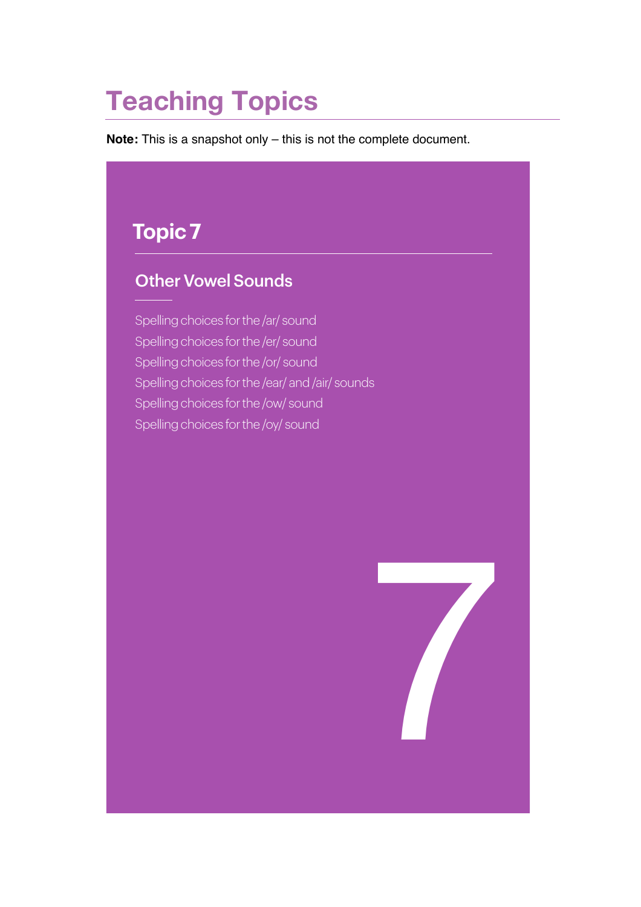# Teaching Topics

**Note:** This is a snapshot only – this is not the complete document.

## Topic 7

### Other Vowel Sounds

Spelling choices for the /ar/ sound
Spelling choices for the /er/ sound
Spelling choices for the /or/ sound
Spelling choices for the /ear/ and /air/ sounds
Spelling choices for the /ow/ sound
Spelling choices for the /oy/ sound

7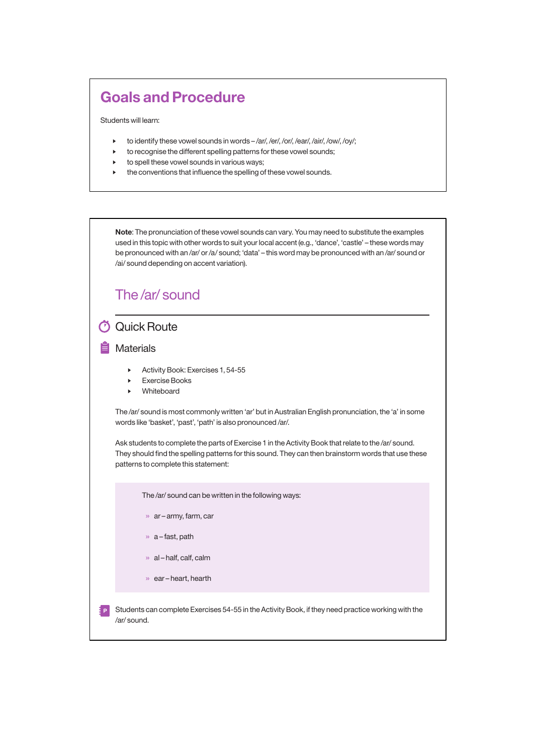## Goals and Procedure

Students will learn:

- to identify these vowel sounds in words – /ar/, /er/, /or/, /ear/, /air/, /ow/, /oy/;
- to recognise the different spelling patterns for these vowel sounds;
- to spell these vowel sounds in various ways;
- the conventions that influence the spelling of these vowel sounds.

**Note**: The pronunciation of these vowel sounds can vary. You may need to substitute the examples used in this topic with other words to suit your local accent (e.g., 'dance', 'castle' – these words may be pronounced with an /ar/ or /a/ sound; 'data' – this word may be pronounced with an /ar/ sound or /ai/ sound depending on accent variation).

## The /ar/ sound

### Quick Route

### Materials

- Activity Book: Exercises 1, 54-55
- Exercise Books
- Whiteboard

The /ar/ sound is most commonly written 'ar' but in Australian English pronunciation, the 'a' in some words like 'basket', 'past', 'path' is also pronounced /ar/.

Ask students to complete the parts of Exercise 1 in the Activity Book that relate to the /ar/ sound. They should find the spelling patterns for this sound. They can then brainstorm words that use these patterns to complete this statement:

> The /ar/ sound can be written in the following ways:
>
> » ar – army, farm, car
>
> » a – fast, path
>
> » al – half, calf, calm
>
> » ear – heart, hearth

Students can complete Exercises 54-55 in the Activity Book, if they need practice working with the /ar/ sound.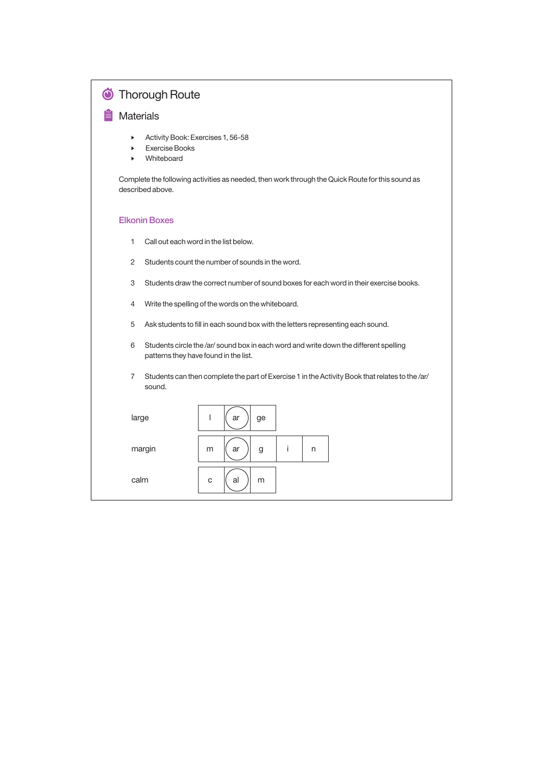## Thorough Route

### Materials

- Activity Book: Exercises 1, 56-58
- Exercise Books
- Whiteboard

Complete the following activities as needed, then work through the Quick Route for this sound as described above.

### Elkonin Boxes

1. Call out each word in the list below.
2. Students count the number of sounds in the word.
3. Students draw the correct number of sound boxes for each word in their exercise books.
4. Write the spelling of the words on the whiteboard.
5. Ask students to fill in each sound box with the letters representing each sound.
6. Students circle the /ar/ sound box in each word and write down the different spelling patterns they have found in the list.
7. Students can then complete the part of Exercise 1 in the Activity Book that relates to the /ar/ sound.

| Word | | | | | |
|---|---|---|---|---|---|
| large | l | (ar) | ge | | |
| margin | m | (ar) | g | i | n |
| calm | c | (al) | m | | |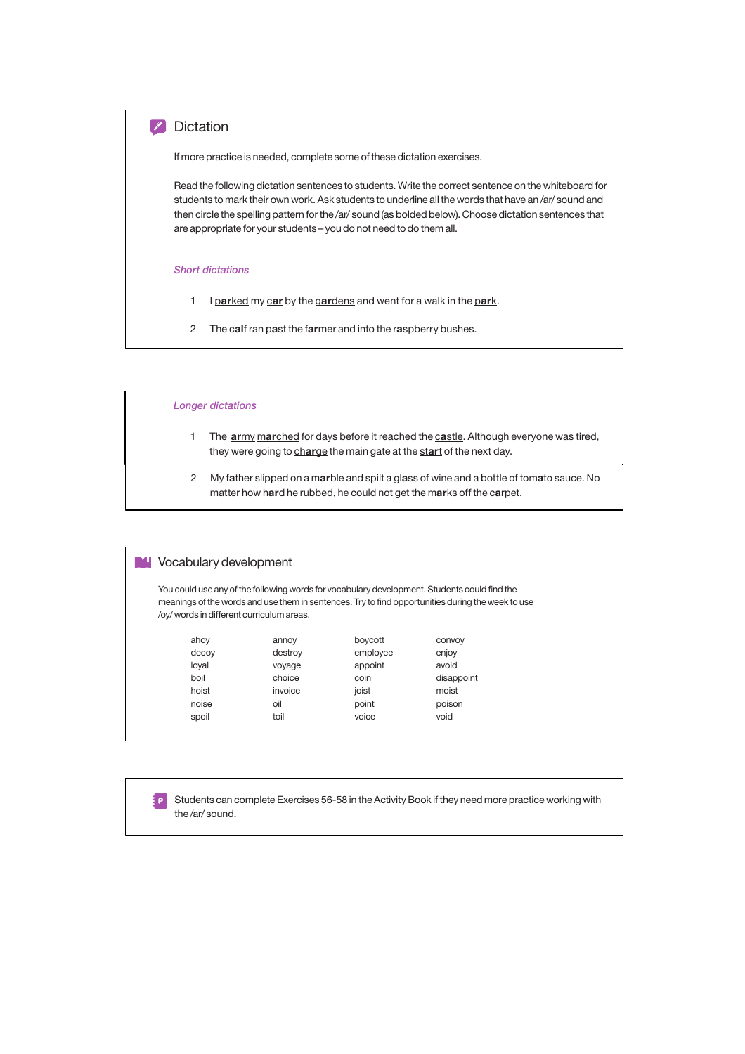## Dictation

If more practice is needed, complete some of these dictation exercises.

Read the following dictation sentences to students. Write the correct sentence on the whiteboard for students to mark their own work. Ask students to underline all the words that have an /ar/ sound and then circle the spelling pattern for the /ar/ sound (as bolded below). Choose dictation sentences that are appropriate for your students – you do not need to do them all.

*Short dictations*

1. I p**ar**ked my c**ar** by the g**ar**dens and went for a walk in the p**ar**k.
2. The c**al**f ran p**a**st the f**ar**mer and into the r**a**spberry bushes.

*Longer dictations*

1. The **ar**my m**ar**ched for days before it reached the c**a**stle. Although everyone was tired, they were going to ch**ar**ge the main gate at the st**ar**t of the next day.
2. My f**a**ther slipped on a m**ar**ble and spilt a gl**a**ss of wine and a bottle of tom**a**to sauce. No matter how h**ar**d he rubbed, he could not get the m**ar**ks off the c**ar**pet.

## Vocabulary development

You could use any of the following words for vocabulary development. Students could find the meanings of the words and use them in sentences. Try to find opportunities during the week to use /oy/ words in different curriculum areas.

| | | | |
|---|---|---|---|
| ahoy | annoy | boycott | convoy |
| decoy | destroy | employee | enjoy |
| loyal | voyage | appoint | avoid |
| boil | choice | coin | disappoint |
| hoist | invoice | joist | moist |
| noise | oil | point | poison |
| spoil | toil | voice | void |

Students can complete Exercises 56-58 in the Activity Book if they need more practice working with the /ar/ sound.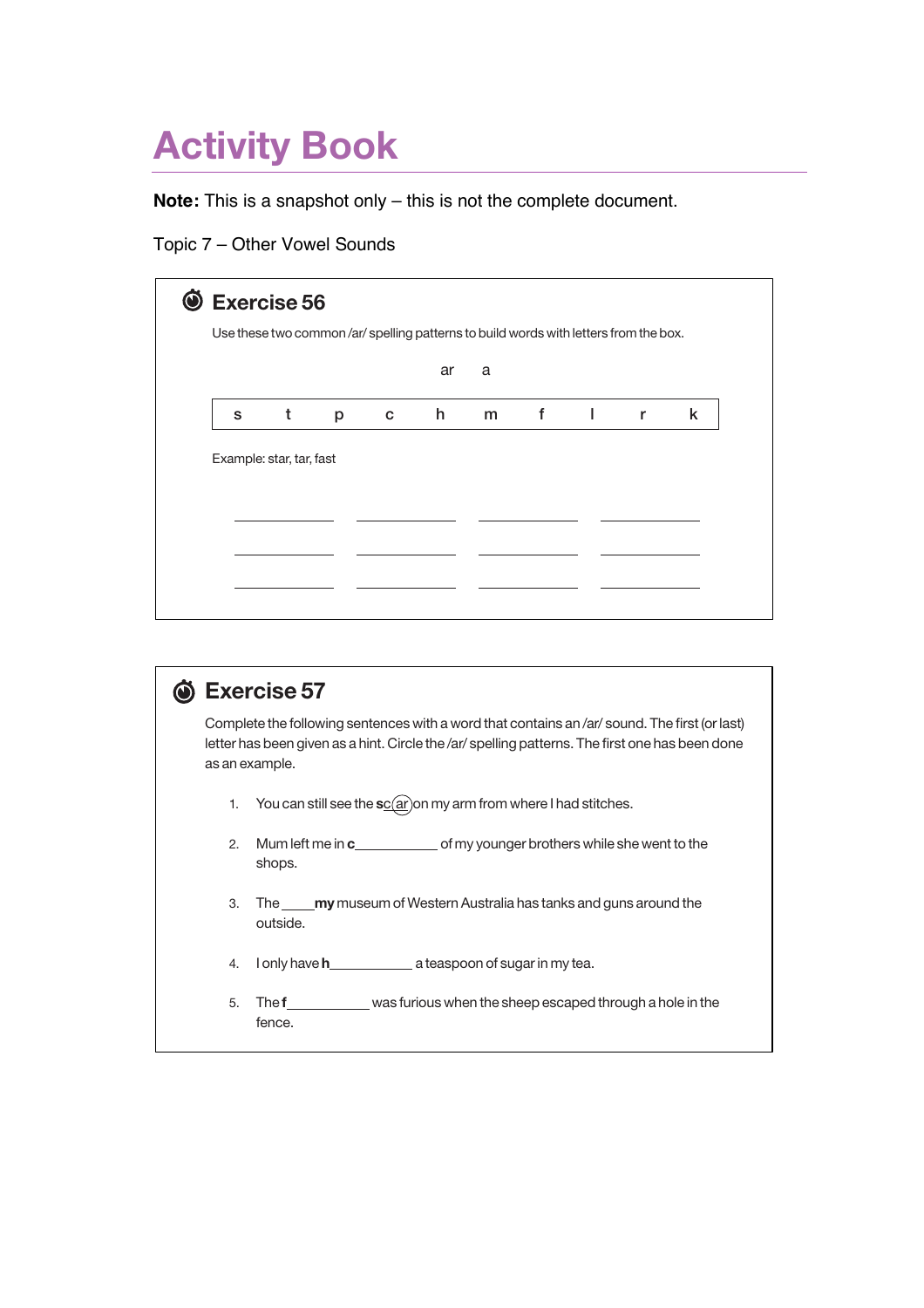# Activity Book

**Note:** This is a snapshot only – this is not the complete document.

Topic 7 – Other Vowel Sounds

## Exercise 56

Use these two common /ar/ spelling patterns to build words with letters from the box.

ar a

| s | t | p | c | h | m | f | l | r | k |
|---|---|---|---|---|---|---|---|---|---|

Example: star, tar, fast

__________ __________ __________ __________

__________ __________ __________ __________

__________ __________ __________ __________

## Exercise 57

Complete the following sentences with a word that contains an /ar/ sound. The first (or last) letter has been given as a hint. Circle the /ar/ spelling patterns. The first one has been done as an example.

1. You can still see the **s**c(ar) on my arm from where I had stitches.
2. Mum left me in **c**__________ of my younger brothers while she went to the shops.
3. The _____**my** museum of Western Australia has tanks and guns around the outside.
4. I only have **h**__________ a teaspoon of sugar in my tea.
5. The **f**__________ was furious when the sheep escaped through a hole in the fence.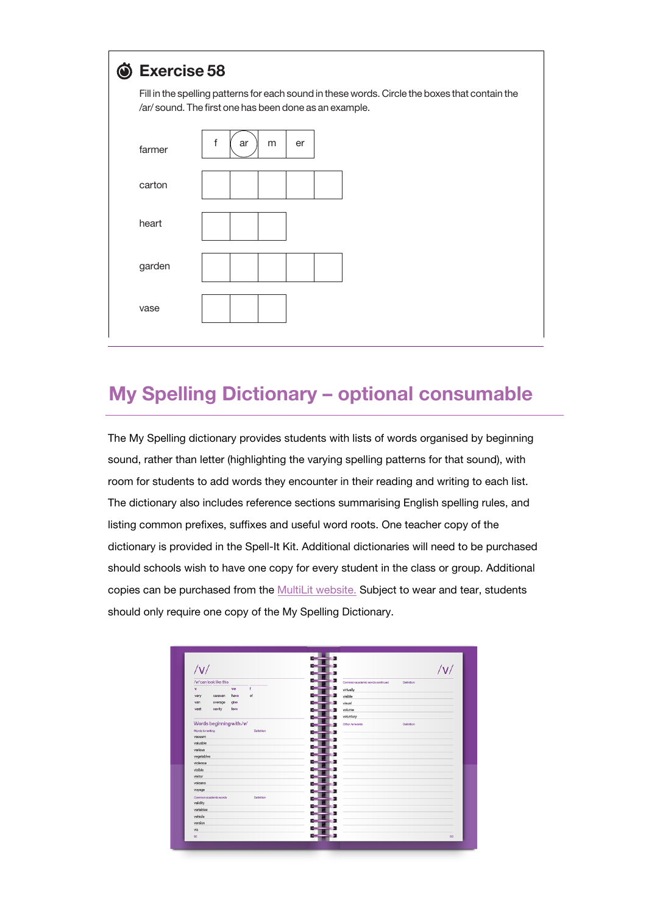## Exercise 58

Fill in the spelling patterns for each sound in these words. Circle the boxes that contain the /ar/ sound. The first one has been done as an example.

| | | | | | |
|---|---|---|---|---|---|
| farmer | f | (ar) | m | er | |
| carton | | | | | |
| heart | | | | | |
| garden | | | | | |
| vase | | | | | |

## My Spelling Dictionary – optional consumable

The My Spelling dictionary provides students with lists of words organised by beginning sound, rather than letter (highlighting the varying spelling patterns for that sound), with room for students to add words they encounter in their reading and writing to each list. The dictionary also includes reference sections summarising English spelling rules, and listing common prefixes, suffixes and useful word roots. One teacher copy of the dictionary is provided in the Spell-It Kit. Additional dictionaries will need to be purchased should schools wish to have one copy for every student in the class or group. Additional copies can be purchased from the MultiLit website. Subject to wear and tear, students should only require one copy of the My Spelling Dictionary.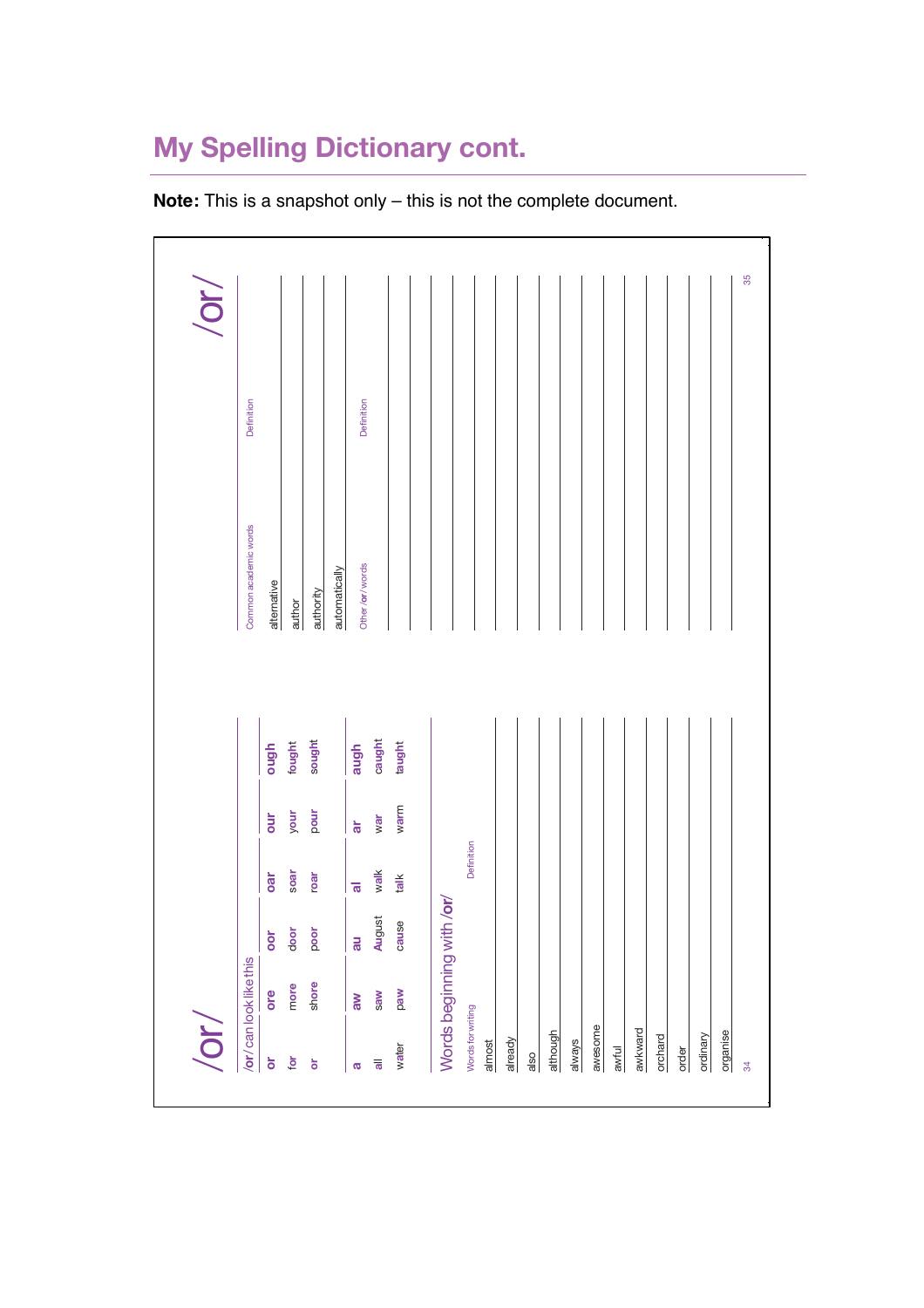# My Spelling Dictionary cont.

**Note:** This is a snapshot only – this is not the complete document.

## /or/

### /or/ can look like this

| or | ore | oor | oar | our | ough |
|---|---|---|---|---|---|
| for | more | door | soar | your | fought |
| or | shore | poor | roar | pour | sought |

| a | aw | au | al | ar | augh |
|---|---|---|---|---|---|
| all | saw | August | walk | war | caught |
| water | paw | cause | talk | warm | taught |

### Words beginning with /or/

| Words for writing | Definition |
|---|---|
| almost | |
| already | |
| also | |
| although | |
| always | |
| awesome | |
| awful | |
| awkward | |
| orchard | |
| order | |
| ordinary | |
| organise | |

## /or/

| Common academic words | Definition |
|---|---|
| alternative | |
| author | |
| authority | |
| automatically | |

| Other /or/ words | Definition |
|---|---|
| | |
| | |
| | |
| | |
| | |
| | |
| | |
| | |
| | |
| | |
| | |
| | |
| | |
| | |
| | |
| | |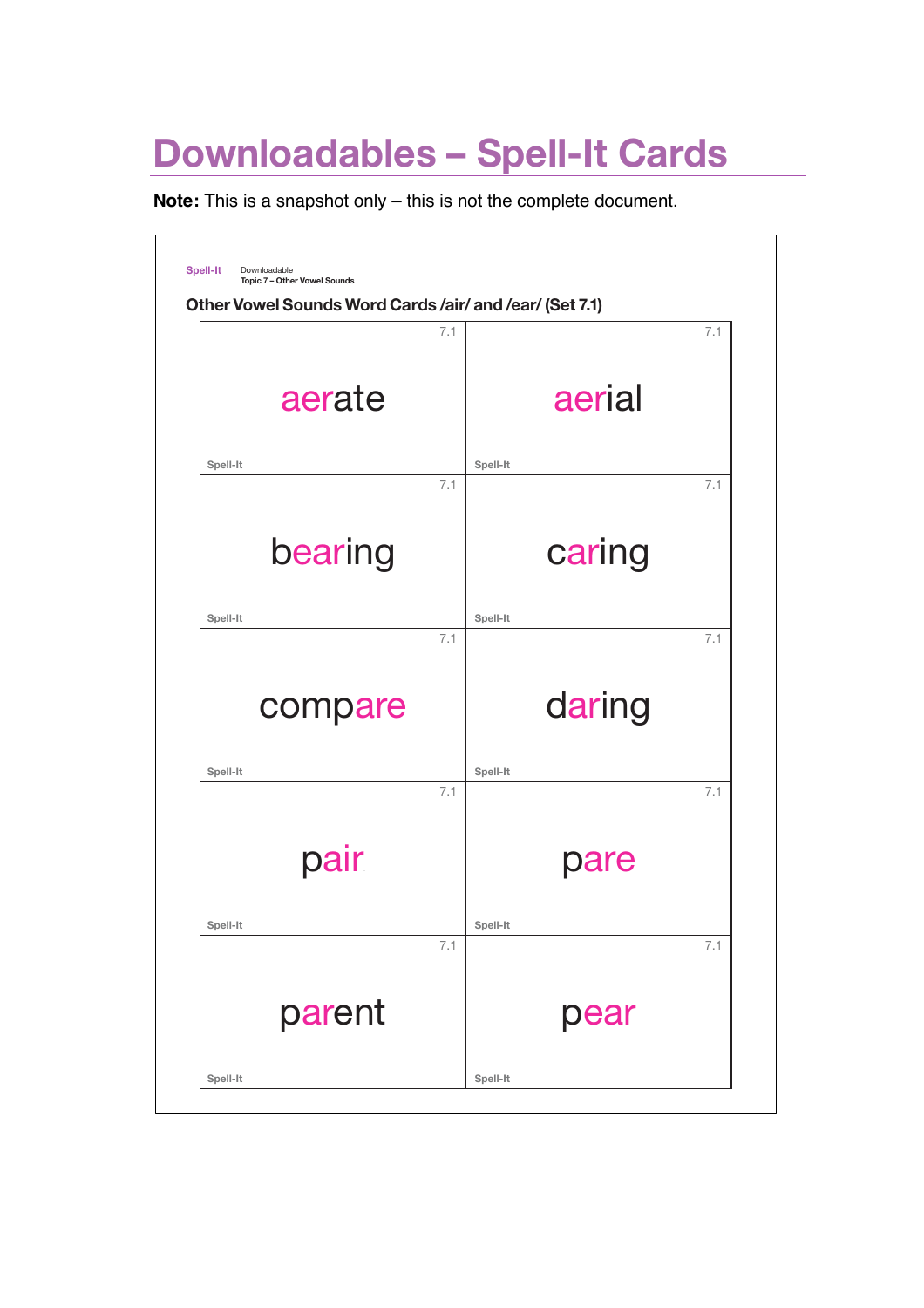# Downloadables – Spell-It Cards

**Note:** This is a snapshot only – this is not the complete document.

Spell-It Downloadable
**Topic 7 – Other Vowel Sounds**

### Other Vowel Sounds Word Cards /air/ and /ear/ (Set 7.1)

| | |
|---|---|
| 7.1 aerate Spell-It | 7.1 aerial Spell-It |
| 7.1 bearing Spell-It | 7.1 caring Spell-It |
| 7.1 compare Spell-It | 7.1 daring Spell-It |
| 7.1 pair Spell-It | 7.1 pare Spell-It |
| 7.1 parent Spell-It | 7.1 pear Spell-It |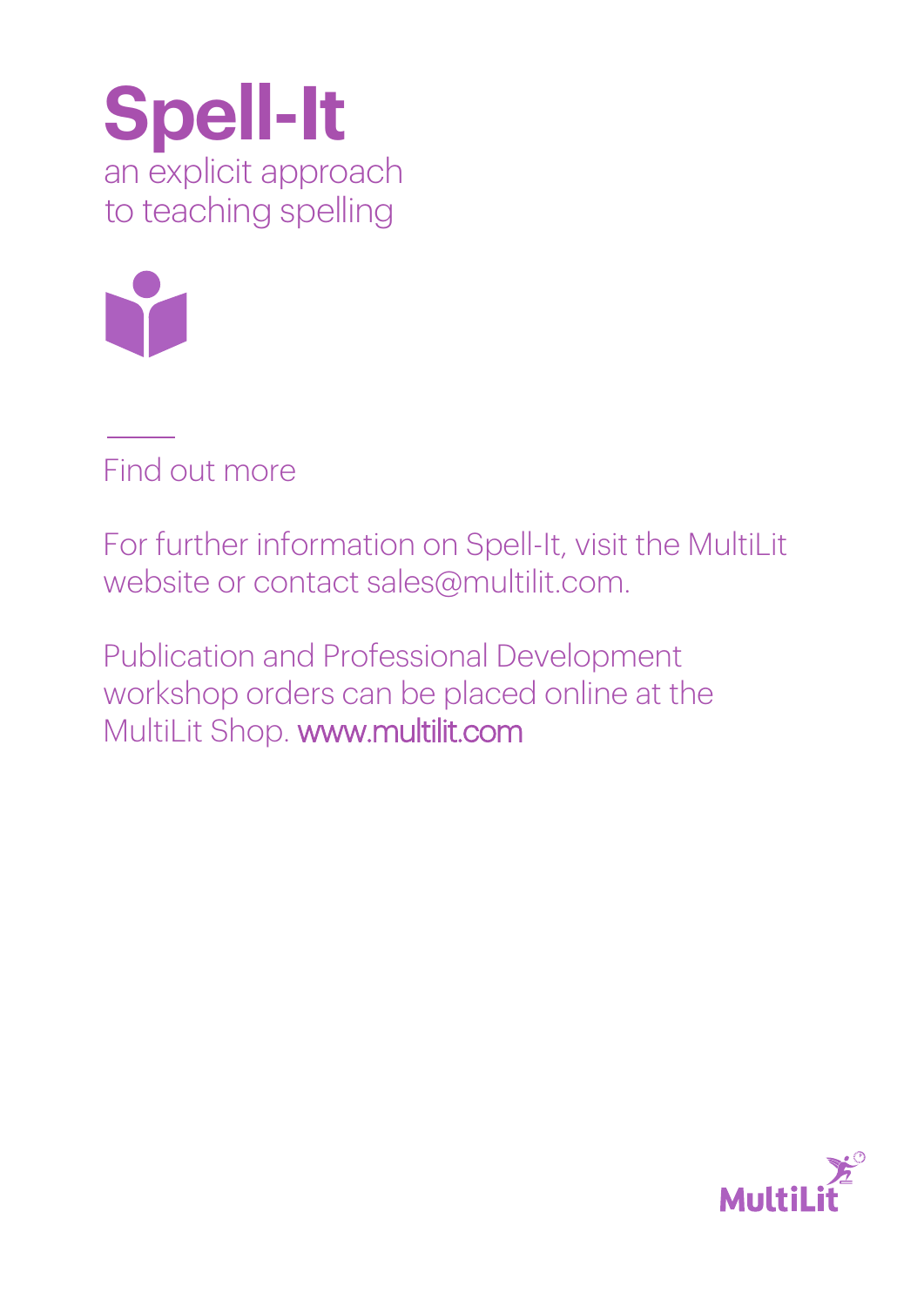# Spell-It

an explicit approach
to teaching spelling

## Find out more

For further information on Spell-It, visit the MultiLit website or contact sales@multilit.com.

Publication and Professional Development workshop orders can be placed online at the MultiLit Shop. www.multilit.com

MultiLit